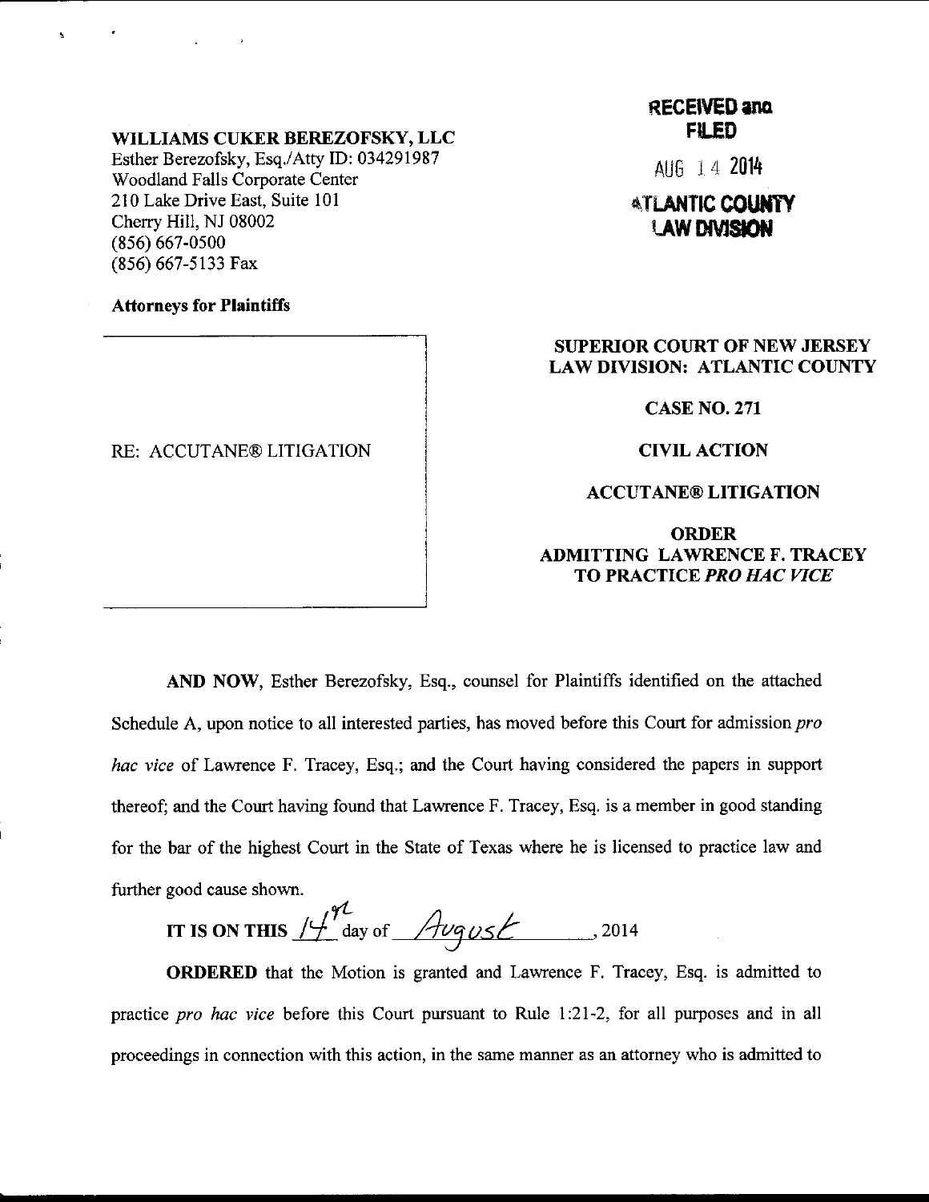**WILLIAMS CUKER BEREZOFSKY, LLC**
Esther Berezofsky, Esq./Atty ID: 034291987
Woodland Falls Corporate Center
210 Lake Drive East, Suite 101
Cherry Hill, NJ 08002
(856) 667-0500
(856) 667-5133 Fax

**Attorneys for Plaintiffs**

**RECEIVED and FILED**
AUG 14 2014
**ATLANTIC COUNTY LAW DIVISION**

RE: ACCUTANE® LITIGATION

**SUPERIOR COURT OF NEW JERSEY LAW DIVISION: ATLANTIC COUNTY**

**CASE NO. 271**

**CIVIL ACTION**

**ACCUTANE® LITIGATION**

**ORDER ADMITTING LAWRENCE F. TRACEY TO PRACTICE *PRO HAC VICE***

**AND NOW**, Esther Berezofsky, Esq., counsel for Plaintiffs identified on the attached Schedule A, upon notice to all interested parties, has moved before this Court for admission *pro hac vice* of Lawrence F. Tracey, Esq.; and the Court having considered the papers in support thereof; and the Court having found that Lawrence F. Tracey, Esq. is a member in good standing for the bar of the highest Court in the State of Texas where he is licensed to practice law and further good cause shown.

**IT IS ON THIS** 14th day of August, 2014

**ORDERED** that the Motion is granted and Lawrence F. Tracey, Esq. is admitted to practice *pro hac vice* before this Court pursuant to Rule 1:21-2, for all purposes and in all proceedings in connection with this action, in the same manner as an attorney who is admitted to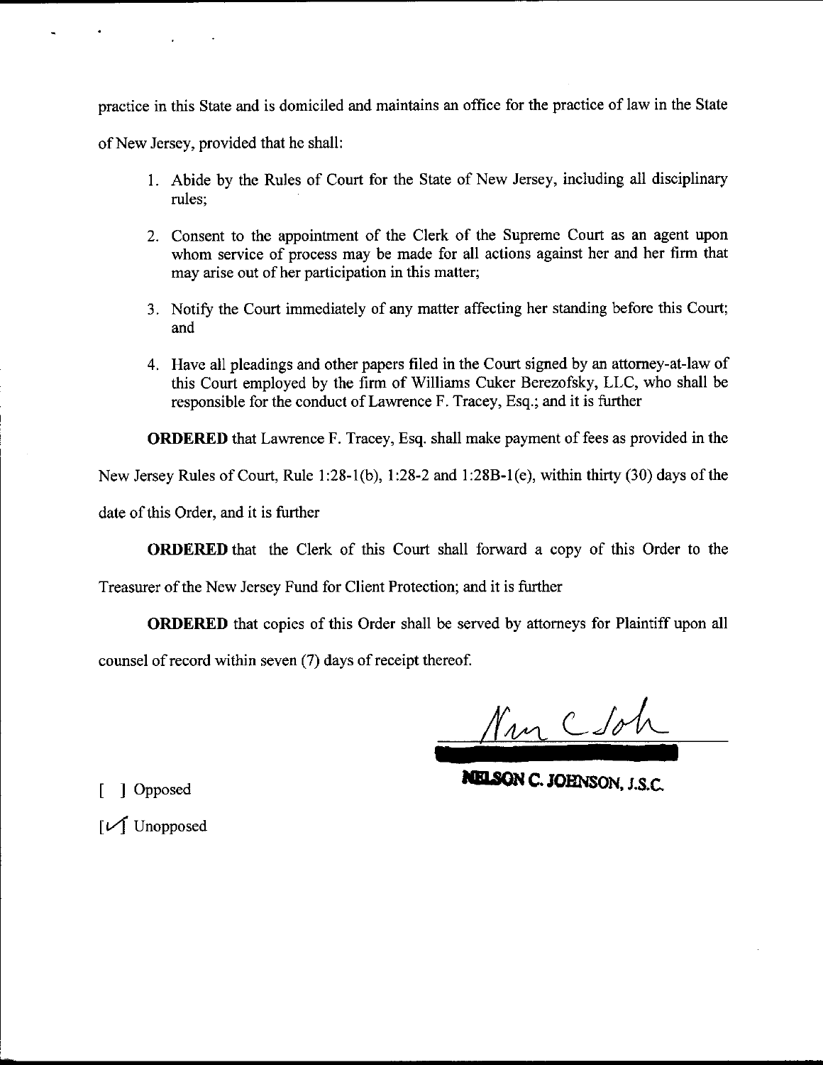practice in this State and is domiciled and maintains an office for the practice of law in the State of New Jersey, provided that he shall:

1. Abide by the Rules of Court for the State of New Jersey, including all disciplinary rules;

2. Consent to the appointment of the Clerk of the Supreme Court as an agent upon whom service of process may be made for all actions against her and her firm that may arise out of her participation in this matter;

3. Notify the Court immediately of any matter affecting her standing before this Court; and

4. Have all pleadings and other papers filed in the Court signed by an attorney-at-law of this Court employed by the firm of Williams Cuker Berezofsky, LLC, who shall be responsible for the conduct of Lawrence F. Tracey, Esq.; and it is further

**ORDERED** that Lawrence F. Tracey, Esq. shall make payment of fees as provided in the New Jersey Rules of Court, Rule 1:28-1(b), 1:28-2 and 1:28B-1(e), within thirty (30) days of the date of this Order, and it is further

**ORDERED** that the Clerk of this Court shall forward a copy of this Order to the Treasurer of the New Jersey Fund for Client Protection; and it is further

**ORDERED** that copies of this Order shall be served by attorneys for Plaintiff upon all counsel of record within seven (7) days of receipt thereof.

Nm C Joh

**NELSON C. JOHNSON, J.S.C.**

[ ] Opposed

[✓] Unopposed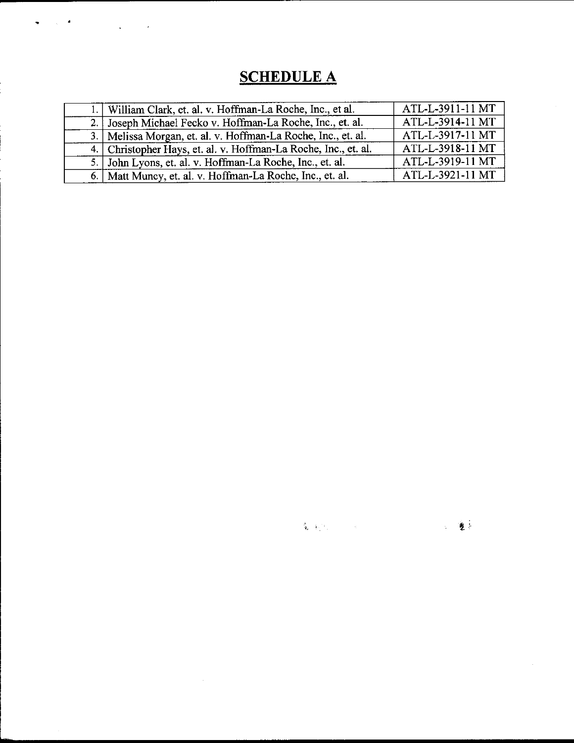# SCHEDULE A

| | | |
|---|---|---|
| 1. | William Clark, et. al. v. Hoffman-La Roche, Inc., et al. | ATL-L-3911-11 MT |
| 2. | Joseph Michael Fecko v. Hoffman-La Roche, Inc., et. al. | ATL-L-3914-11 MT |
| 3. | Melissa Morgan, et. al. v. Hoffman-La Roche, Inc., et. al. | ATL-L-3917-11 MT |
| 4. | Christopher Hays, et. al. v. Hoffman-La Roche, Inc., et. al. | ATL-L-3918-11 MT |
| 5. | John Lyons, et. al. v. Hoffman-La Roche, Inc., et. al. | ATL-L-3919-11 MT |
| 6. | Matt Muncy, et. al. v. Hoffman-La Roche, Inc., et. al. | ATL-L-3921-11 MT |